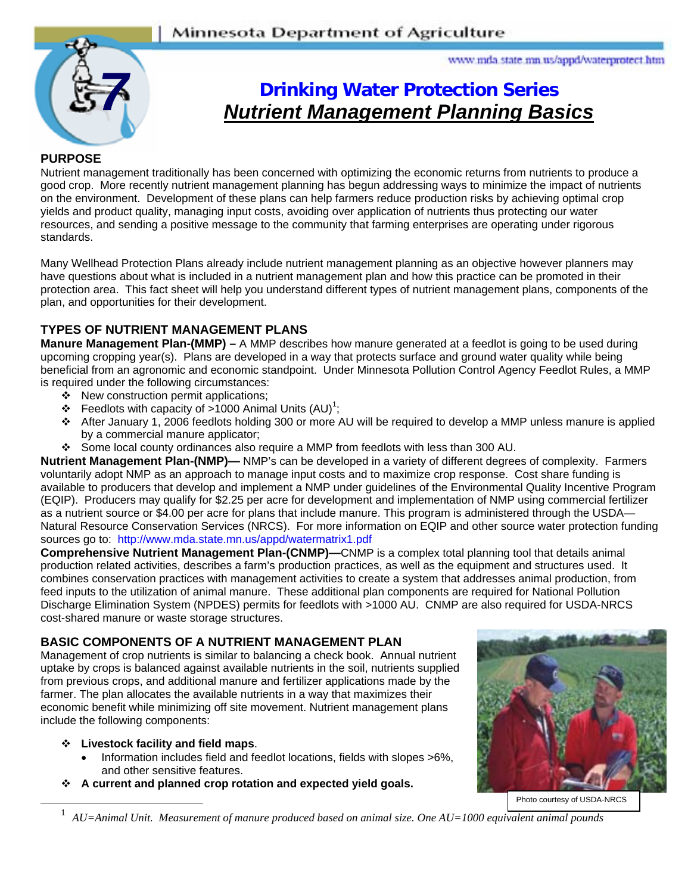Minnesota Department of Agriculture

www.mda.state.mn.us/appd/waterprotect.htm

# Drinking Water Protection Series

## *Nutrient Management Planning Basics*

### PURPOSE

Nutrient management traditionally has been concerned with optimizing the economic returns from nutrients to produce a good crop. More recently nutrient management planning has begun addressing ways to minimize the impact of nutrients on the environment. Development of these plans can help farmers reduce production risks by achieving optimal crop yields and product quality, managing input costs, avoiding over application of nutrients thus protecting our water resources, and sending a positive message to the community that farming enterprises are operating under rigorous standards.

Many Wellhead Protection Plans already include nutrient management planning as an objective however planners may have questions about what is included in a nutrient management plan and how this practice can be promoted in their protection area. This fact sheet will help you understand different types of nutrient management plans, components of the plan, and opportunities for their development.

### TYPES OF NUTRIENT MANAGEMENT PLANS

**Manure Management Plan-(MMP) –** A MMP describes how manure generated at a feedlot is going to be used during upcoming cropping year(s). Plans are developed in a way that protects surface and ground water quality while being beneficial from an agronomic and economic standpoint. Under Minnesota Pollution Control Agency Feedlot Rules, a MMP is required under the following circumstances:

- New construction permit applications;
- Feedlots with capacity of >1000 Animal Units (AU)[1];
- After January 1, 2006 feedlots holding 300 or more AU will be required to develop a MMP unless manure is applied by a commercial manure applicator;
- Some local county ordinances also require a MMP from feedlots with less than 300 AU.

**Nutrient Management Plan-(NMP)—** NMP's can be developed in a variety of different degrees of complexity. Farmers voluntarily adopt NMP as an approach to manage input costs and to maximize crop response. Cost share funding is available to producers that develop and implement a NMP under guidelines of the Environmental Quality Incentive Program (EQIP). Producers may qualify for $2.25 per acre for development and implementation of NMP using commercial fertilizer as a nutrient source or $4.00 per acre for plans that include manure. This program is administered through the USDA—Natural Resource Conservation Services (NRCS). For more information on EQIP and other source water protection funding sources go to: http://www.mda.state.mn.us/appd/watermatrix1.pdf

**Comprehensive Nutrient Management Plan-(CNMP)—**CNMP is a complex total planning tool that details animal production related activities, describes a farm's production practices, as well as the equipment and structures used. It combines conservation practices with management activities to create a system that addresses animal production, from feed inputs to the utilization of animal manure. These additional plan components are required for National Pollution Discharge Elimination System (NPDES) permits for feedlots with >1000 AU. CNMP are also required for USDA-NRCS cost-shared manure or waste storage structures.

### BASIC COMPONENTS OF A NUTRIENT MANAGEMENT PLAN

Management of crop nutrients is similar to balancing a check book. Annual nutrient uptake by crops is balanced against available nutrients in the soil, nutrients supplied from previous crops, and additional manure and fertilizer applications made by the farmer. The plan allocates the available nutrients in a way that maximizes their economic benefit while minimizing off site movement. Nutrient management plans include the following components:

- **Livestock facility and field maps**.
  - Information includes field and feedlot locations, fields with slopes >6%, and other sensitive features.
- **A current and planned crop rotation and expected yield goals.**

Photo courtesy of USDA-NRCS

[1] *AU=Animal Unit. Measurement of manure produced based on animal size. One AU=1000 equivalent animal pounds*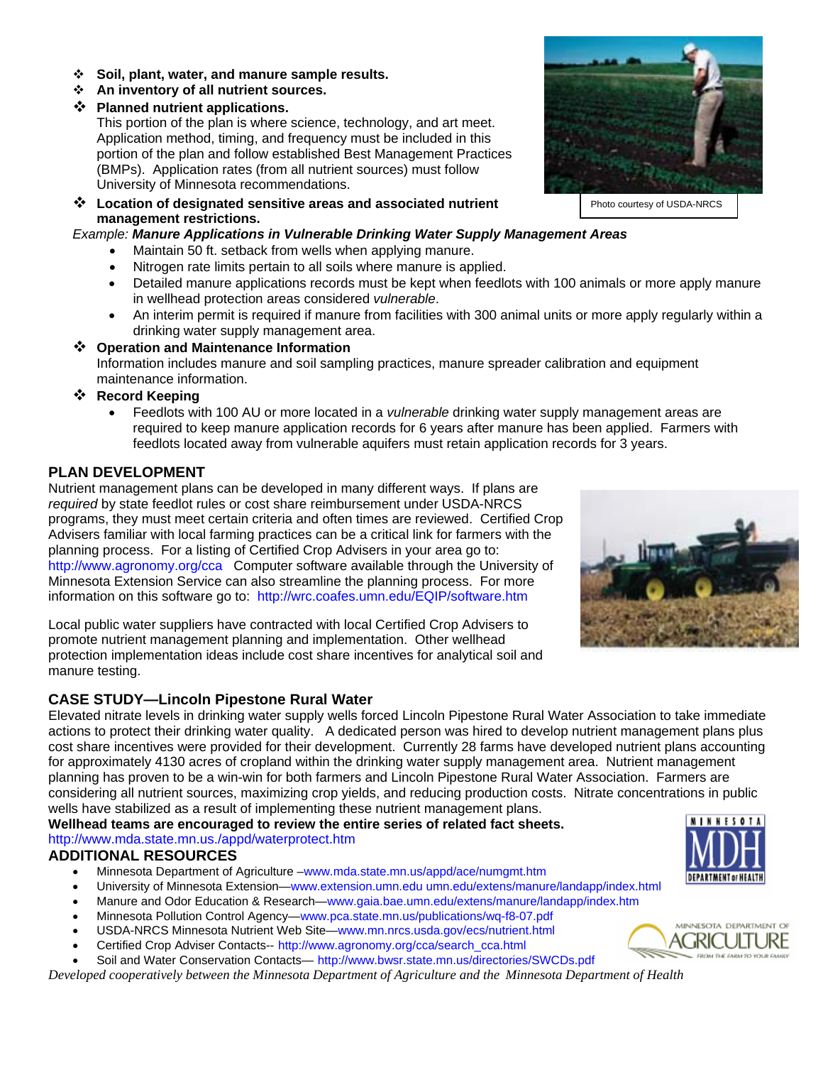- **Soil, plant, water, and manure sample results.**
- **An inventory of all nutrient sources.**
- **Planned nutrient applications.**
  This portion of the plan is where science, technology, and art meet. Application method, timing, and frequency must be included in this portion of the plan and follow established Best Management Practices (BMPs). Application rates (from all nutrient sources) must follow University of Minnesota recommendations.
- **Location of designated sensitive areas and associated nutrient management restrictions.**

Photo courtesy of USDA-NRCS

*Example:* ***Manure Applications in Vulnerable Drinking Water Supply Management Areas***

- Maintain 50 ft. setback from wells when applying manure.
- Nitrogen rate limits pertain to all soils where manure is applied.
- Detailed manure applications records must be kept when feedlots with 100 animals or more apply manure in wellhead protection areas considered *vulnerable*.
- An interim permit is required if manure from facilities with 300 animal units or more apply regularly within a drinking water supply management area.

- **Operation and Maintenance Information**
  Information includes manure and soil sampling practices, manure spreader calibration and equipment maintenance information.
- **Record Keeping**
  - Feedlots with 100 AU or more located in a *vulnerable* drinking water supply management areas are required to keep manure application records for 6 years after manure has been applied. Farmers with feedlots located away from vulnerable aquifers must retain application records for 3 years.

## PLAN DEVELOPMENT

Nutrient management plans can be developed in many different ways. If plans are *required* by state feedlot rules or cost share reimbursement under USDA-NRCS programs, they must meet certain criteria and often times are reviewed. Certified Crop Advisers familiar with local farming practices can be a critical link for farmers with the planning process. For a listing of Certified Crop Advisers in your area go to: http://www.agronomy.org/cca Computer software available through the University of Minnesota Extension Service can also streamline the planning process. For more information on this software go to: http://wrc.coafes.umn.edu/EQIP/software.htm

Local public water suppliers have contracted with local Certified Crop Advisers to promote nutrient management planning and implementation. Other wellhead protection implementation ideas include cost share incentives for analytical soil and manure testing.

## CASE STUDY—Lincoln Pipestone Rural Water

Elevated nitrate levels in drinking water supply wells forced Lincoln Pipestone Rural Water Association to take immediate actions to protect their drinking water quality. A dedicated person was hired to develop nutrient management plans plus cost share incentives were provided for their development. Currently 28 farms have developed nutrient plans accounting for approximately 4130 acres of cropland within the drinking water supply management area. Nutrient management planning has proven to be a win-win for both farmers and Lincoln Pipestone Rural Water Association. Farmers are considering all nutrient sources, maximizing crop yields, and reducing production costs. Nitrate concentrations in public wells have stabilized as a result of implementing these nutrient management plans.

**Wellhead teams are encouraged to review the entire series of related fact sheets.**
http://www.mda.state.mn.us./appd/waterprotect.htm

## ADDITIONAL RESOURCES

- Minnesota Department of Agriculture –www.mda.state.mn.us/appd/ace/numgmt.htm
- University of Minnesota Extension—www.extension.umn.edu umn.edu/extens/manure/landapp/index.html
- Manure and Odor Education & Research—www.gaia.bae.umn.edu/extens/manure/landapp/index.htm
- Minnesota Pollution Control Agency—www.pca.state.mn.us/publications/wq-f8-07.pdf
- USDA-NRCS Minnesota Nutrient Web Site—www.mn.nrcs.usda.gov/ecs/nutrient.html
- Certified Crop Adviser Contacts-- http://www.agronomy.org/cca/search_cca.html
- Soil and Water Conservation Contacts— http://www.bwsr.state.mn.us/directories/SWCDs.pdf

*Developed cooperatively between the Minnesota Department of Agriculture and the Minnesota Department of Health*